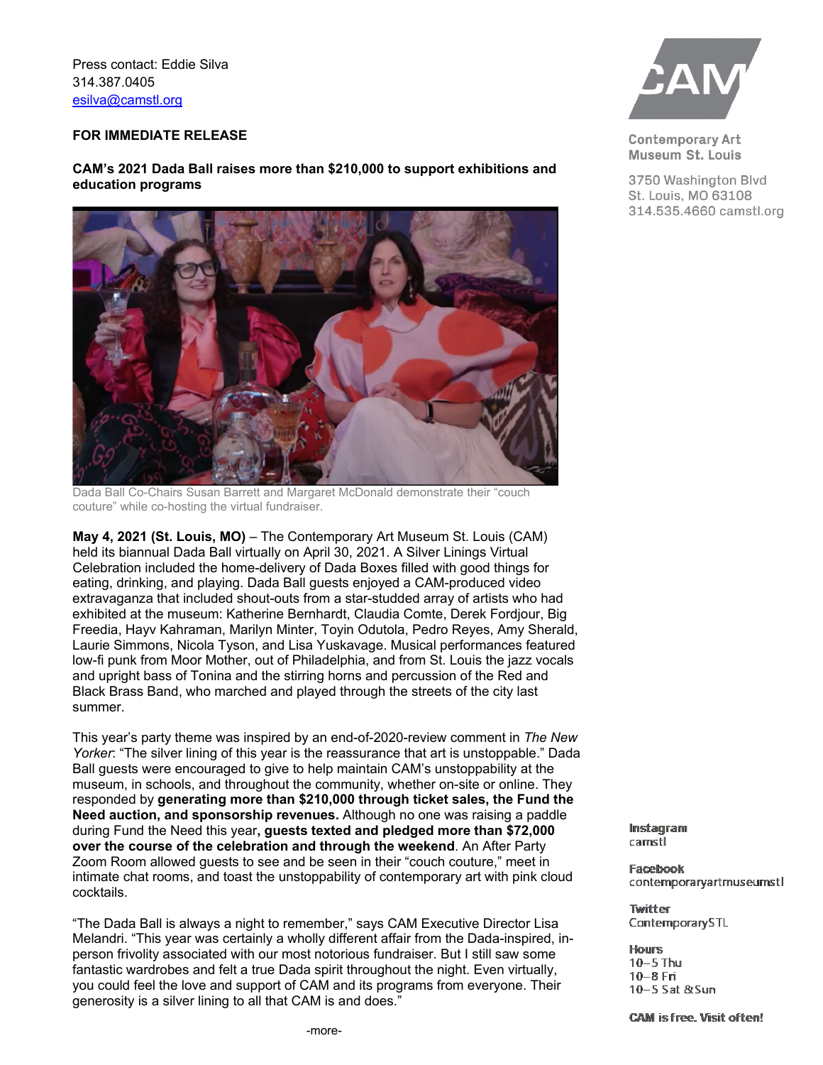Press contact: Eddie Silva
314.387.0405
esilva@camstl.org

Contemporary Art Museum St. Louis
3750 Washington Blvd
St. Louis, MO 63108
314.535.4660 camstl.org

**FOR IMMEDIATE RELEASE**

**CAM's 2021 Dada Ball raises more than $210,000 to support exhibitions and education programs**

Dada Ball Co-Chairs Susan Barrett and Margaret McDonald demonstrate their "couch couture" while co-hosting the virtual fundraiser.

**May 4, 2021 (St. Louis, MO)** – The Contemporary Art Museum St. Louis (CAM) held its biannual Dada Ball virtually on April 30, 2021. A Silver Linings Virtual Celebration included the home-delivery of Dada Boxes filled with good things for eating, drinking, and playing. Dada Ball guests enjoyed a CAM-produced video extravaganza that included shout-outs from a star-studded array of artists who had exhibited at the museum: Katherine Bernhardt, Claudia Comte, Derek Fordjour, Big Freedia, Hayv Kahraman, Marilyn Minter, Toyin Odutola, Pedro Reyes, Amy Sherald, Laurie Simmons, Nicola Tyson, and Lisa Yuskavage. Musical performances featured low-fi punk from Moor Mother, out of Philadelphia, and from St. Louis the jazz vocals and upright bass of Tonina and the stirring horns and percussion of the Red and Black Brass Band, who marched and played through the streets of the city last summer.

This year's party theme was inspired by an end-of-2020-review comment in *The New Yorker*: "The silver lining of this year is the reassurance that art is unstoppable." Dada Ball guests were encouraged to give to help maintain CAM's unstoppability at the museum, in schools, and throughout the community, whether on-site or online. They responded by **generating more than $210,000 through ticket sales, the Fund the Need auction, and sponsorship revenues.** Although no one was raising a paddle during Fund the Need this year**, guests texted and pledged more than $72,000 over the course of the celebration and through the weekend**. An After Party Zoom Room allowed guests to see and be seen in their "couch couture," meet in intimate chat rooms, and toast the unstoppability of contemporary art with pink cloud cocktails.

"The Dada Ball is always a night to remember," says CAM Executive Director Lisa Melandri. "This year was certainly a wholly different affair from the Dada-inspired, in-person frivolity associated with our most notorious fundraiser. But I still saw some fantastic wardrobes and felt a true Dada spirit throughout the night. Even virtually, you could feel the love and support of CAM and its programs from everyone. Their generosity is a silver lining to all that CAM is and does."

**Instagram**
camstl

**Facebook**
contemporaryartmuseumstl

**Twitter**
ContemporarySTL

**Hours**
10–5 Thu
10–8 Fri
10–5 Sat & Sun

**CAM is free. Visit often!**

-more-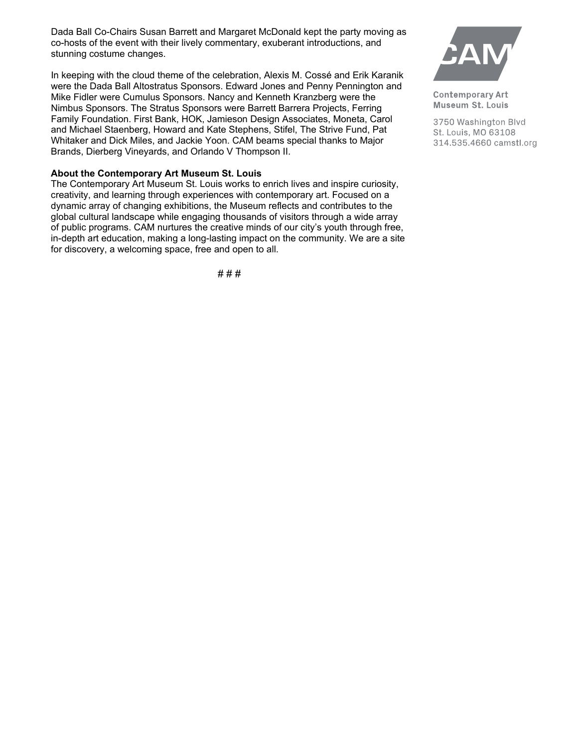Dada Ball Co-Chairs Susan Barrett and Margaret McDonald kept the party moving as co-hosts of the event with their lively commentary, exuberant introductions, and stunning costume changes.

In keeping with the cloud theme of the celebration, Alexis M. Cossé and Erik Karanik were the Dada Ball Altostratus Sponsors. Edward Jones and Penny Pennington and Mike Fidler were Cumulus Sponsors. Nancy and Kenneth Kranzberg were the Nimbus Sponsors. The Stratus Sponsors were Barrett Barrera Projects, Ferring Family Foundation. First Bank, HOK, Jamieson Design Associates, Moneta, Carol and Michael Staenberg, Howard and Kate Stephens, Stifel, The Strive Fund, Pat Whitaker and Dick Miles, and Jackie Yoon. CAM beams special thanks to Major Brands, Dierberg Vineyards, and Orlando V Thompson II.

**About the Contemporary Art Museum St. Louis**
The Contemporary Art Museum St. Louis works to enrich lives and inspire curiosity, creativity, and learning through experiences with contemporary art. Focused on a dynamic array of changing exhibitions, the Museum reflects and contributes to the global cultural landscape while engaging thousands of visitors through a wide array of public programs. CAM nurtures the creative minds of our city's youth through free, in-depth art education, making a long-lasting impact on the community. We are a site for discovery, a welcoming space, free and open to all.

# # #

CAM
Contemporary Art Museum St. Louis
3750 Washington Blvd
St. Louis, MO 63108
314.535.4660 camstl.org